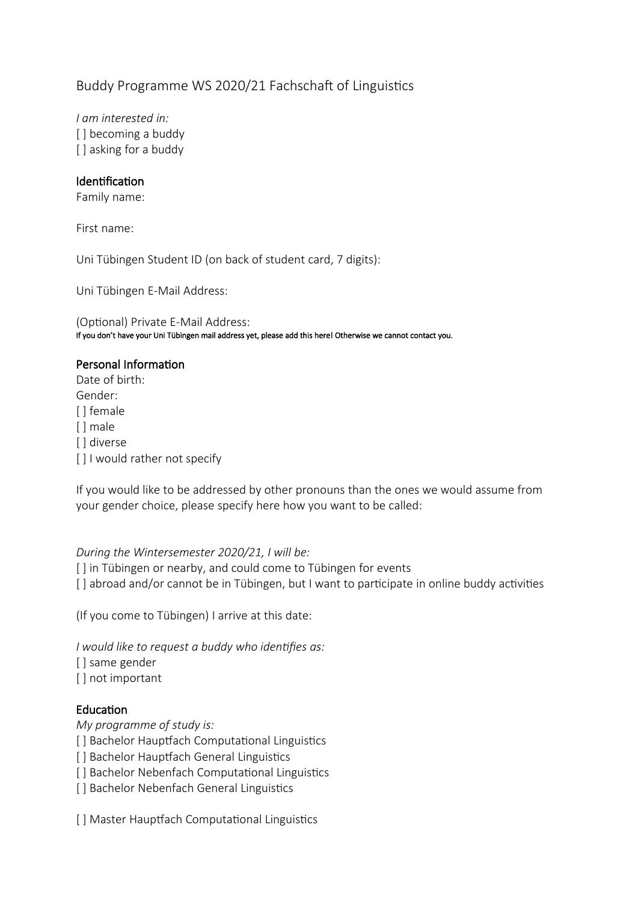# Buddy Programme WS 2020/21 Fachschaft of Linguistics

*I am interested in:*

[ ] becoming a buddy
[ ] asking for a buddy

## Identification

Family name:

First name:

Uni Tübingen Student ID (on back of student card, 7 digits):

Uni Tübingen E-Mail Address:

(Optional) Private E-Mail Address:
**If you don't have your Uni Tübingen mail address yet, please add this here! Otherwise we cannot contact you.**

## Personal Information

Date of birth:
Gender:
[ ] female
[ ] male
[ ] diverse
[ ] I would rather not specify

If you would like to be addressed by other pronouns than the ones we would assume from your gender choice, please specify here how you want to be called:

*During the Wintersemester 2020/21, I will be:*

[ ] in Tübingen or nearby, and could come to Tübingen for events
[ ] abroad and/or cannot be in Tübingen, but I want to participate in online buddy activities

(If you come to Tübingen) I arrive at this date:

*I would like to request a buddy who identifies as:*

[ ] same gender
[ ] not important

## Education

*My programme of study is:*

[ ] Bachelor Hauptfach Computational Linguistics
[ ] Bachelor Hauptfach General Linguistics
[ ] Bachelor Nebenfach Computational Linguistics
[ ] Bachelor Nebenfach General Linguistics

[ ] Master Hauptfach Computational Linguistics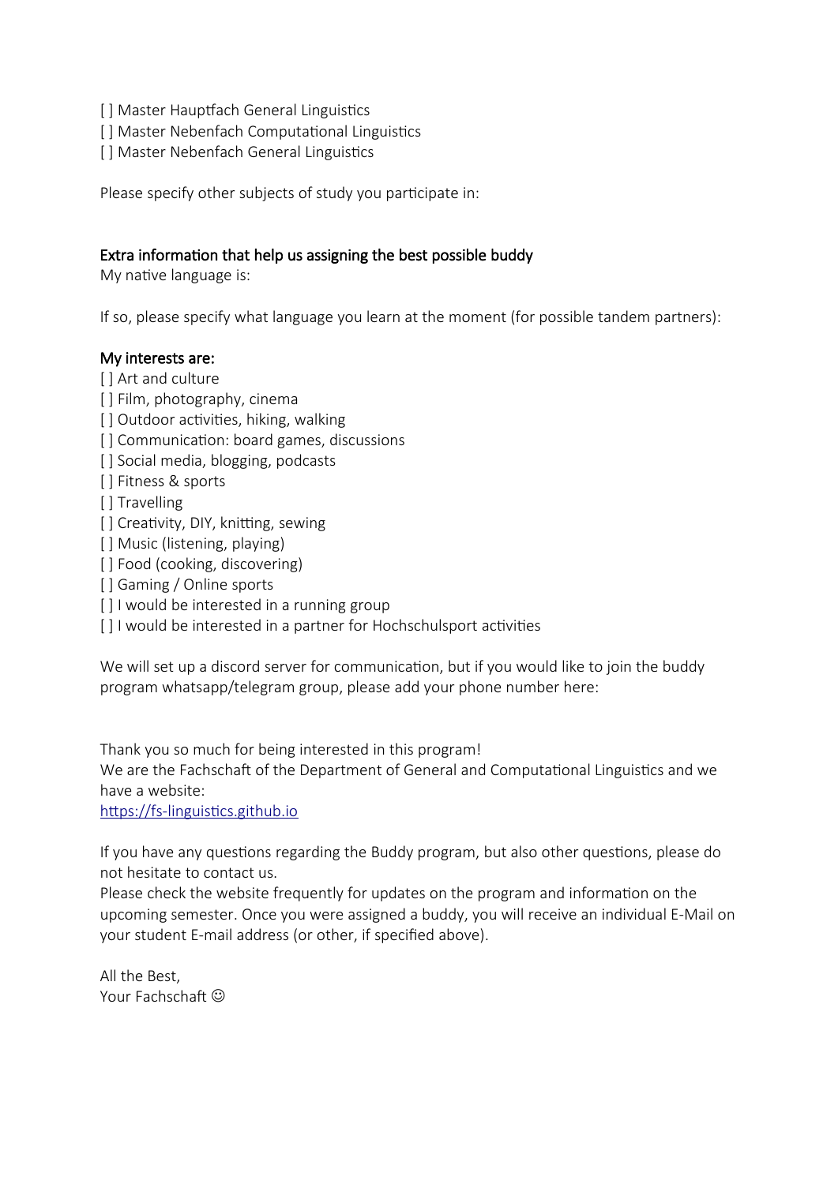[ ] Master Hauptfach General Linguistics
[ ] Master Nebenfach Computational Linguistics
[ ] Master Nebenfach General Linguistics

Please specify other subjects of study you participate in:

## Extra information that help us assigning the best possible buddy

My native language is:

If so, please specify what language you learn at the moment (for possible tandem partners):

## My interests are:

[ ] Art and culture
[ ] Film, photography, cinema
[ ] Outdoor activities, hiking, walking
[ ] Communication: board games, discussions
[ ] Social media, blogging, podcasts
[ ] Fitness & sports
[ ] Travelling
[ ] Creativity, DIY, knitting, sewing
[ ] Music (listening, playing)
[ ] Food (cooking, discovering)
[ ] Gaming / Online sports
[ ] I would be interested in a running group
[ ] I would be interested in a partner for Hochschulsport activities

We will set up a discord server for communication, but if you would like to join the buddy program whatsapp/telegram group, please add your phone number here:

Thank you so much for being interested in this program!
We are the Fachschaft of the Department of General and Computational Linguistics and we have a website:
[https://fs-linguistics.github.io](https://fs-linguistics.github.io)

If you have any questions regarding the Buddy program, but also other questions, please do not hesitate to contact us.
Please check the website frequently for updates on the program and information on the upcoming semester. Once you were assigned a buddy, you will receive an individual E-Mail on your student E-mail address (or other, if specified above).

All the Best,
Your Fachschaft ☺